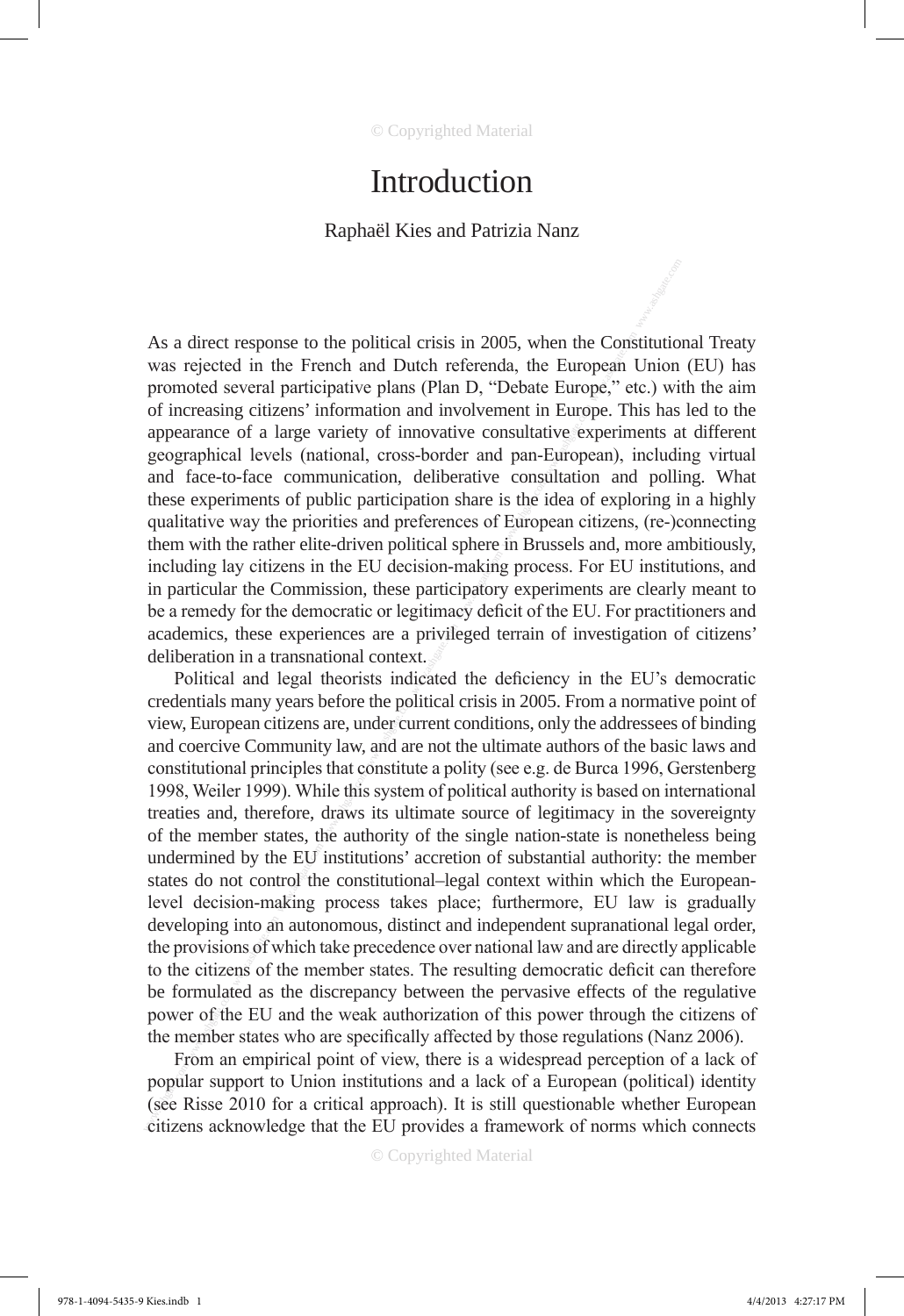# Introduction

Raphaël Kies and Patrizia Nanz

As a direct response to the political crisis in 2005, when the Constitutional Treaty was rejected in the French and Dutch referenda, the European Union (EU) has promoted several participative plans (Plan D, "Debate Europe," etc.) with the aim of increasing citizens' information and involvement in Europe. This has led to the appearance of a large variety of innovative consultative experiments at different geographical levels (national, cross-border and pan-European), including virtual and face-to-face communication, deliberative consultation and polling. What these experiments of public participation share is the idea of exploring in a highly qualitative way the priorities and preferences of European citizens, (re-)connecting them with the rather elite-driven political sphere in Brussels and, more ambitiously, including lay citizens in the EU decision-making process. For EU institutions, and in particular the Commission, these participatory experiments are clearly meant to be a remedy for the democratic or legitimacy deficit of the EU. For practitioners and academics, these experiences are a privileged terrain of investigation of citizens' deliberation in a transnational context.

Political and legal theorists indicated the deficiency in the EU's democratic credentials many years before the political crisis in 2005. From a normative point of view, European citizens are, under current conditions, only the addressees of binding and coercive Community law, and are not the ultimate authors of the basic laws and constitutional principles that constitute a polity (see e.g. de Burca 1996, Gerstenberg 1998, Weiler 1999). While this system of political authority is based on international treaties and, therefore, draws its ultimate source of legitimacy in the sovereignty of the member states, the authority of the single nation-state is nonetheless being undermined by the EU institutions' accretion of substantial authority: the member states do not control the constitutional–legal context within which the European-level decision-making process takes place; furthermore, EU law is gradually developing into an autonomous, distinct and independent supranational legal order, the provisions of which take precedence over national law and are directly applicable to the citizens of the member states. The resulting democratic deficit can therefore be formulated as the discrepancy between the pervasive effects of the regulative power of the EU and the weak authorization of this power through the citizens of the member states who are specifically affected by those regulations (Nanz 2006).

From an empirical point of view, there is a widespread perception of a lack of popular support to Union institutions and a lack of a European (political) identity (see Risse 2010 for a critical approach). It is still questionable whether European citizens acknowledge that the EU provides a framework of norms which connects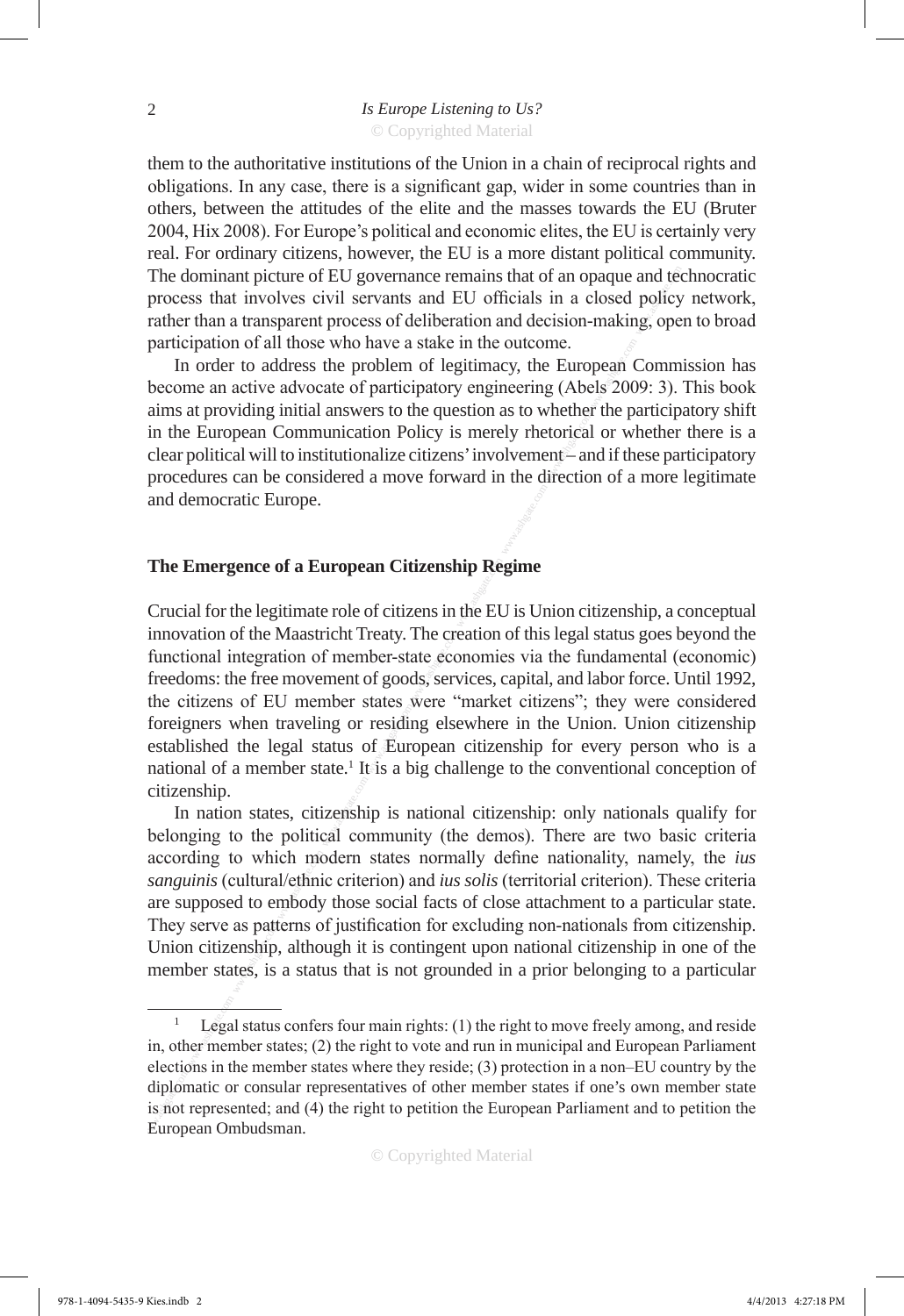them to the authoritative institutions of the Union in a chain of reciprocal rights and obligations. In any case, there is a significant gap, wider in some countries than in others, between the attitudes of the elite and the masses towards the EU (Bruter 2004, Hix 2008). For Europe's political and economic elites, the EU is certainly very real. For ordinary citizens, however, the EU is a more distant political community. The dominant picture of EU governance remains that of an opaque and technocratic process that involves civil servants and EU officials in a closed policy network, rather than a transparent process of deliberation and decision-making, open to broad participation of all those who have a stake in the outcome.

In order to address the problem of legitimacy, the European Commission has become an active advocate of participatory engineering (Abels 2009: 3). This book aims at providing initial answers to the question as to whether the participatory shift in the European Communication Policy is merely rhetorical or whether there is a clear political will to institutionalize citizens' involvement – and if these participatory procedures can be considered a move forward in the direction of a more legitimate and democratic Europe.

## The Emergence of a European Citizenship Regime

Crucial for the legitimate role of citizens in the EU is Union citizenship, a conceptual innovation of the Maastricht Treaty. The creation of this legal status goes beyond the functional integration of member-state economies via the fundamental (economic) freedoms: the free movement of goods, services, capital, and labor force. Until 1992, the citizens of EU member states were "market citizens"; they were considered foreigners when traveling or residing elsewhere in the Union. Union citizenship established the legal status of European citizenship for every person who is a national of a member state.[1] It is a big challenge to the conventional conception of citizenship.

In nation states, citizenship is national citizenship: only nationals qualify for belonging to the political community (the demos). There are two basic criteria according to which modern states normally define nationality, namely, the *ius sanguinis* (cultural/ethnic criterion) and *ius solis* (territorial criterion). These criteria are supposed to embody those social facts of close attachment to a particular state. They serve as patterns of justification for excluding non-nationals from citizenship. Union citizenship, although it is contingent upon national citizenship in one of the member states, is a status that is not grounded in a prior belonging to a particular

---

[1] Legal status confers four main rights: (1) the right to move freely among, and reside in, other member states; (2) the right to vote and run in municipal and European Parliament elections in the member states where they reside; (3) protection in a non–EU country by the diplomatic or consular representatives of other member states if one's own member state is not represented; and (4) the right to petition the European Parliament and to petition the European Ombudsman.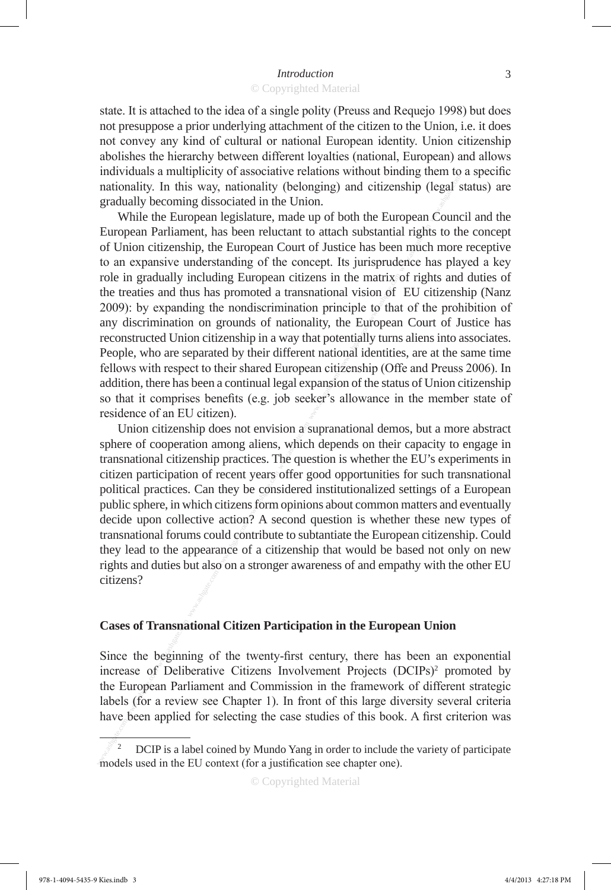state. It is attached to the idea of a single polity (Preuss and Requejo 1998) but does not presuppose a prior underlying attachment of the citizen to the Union, i.e. it does not convey any kind of cultural or national European identity. Union citizenship abolishes the hierarchy between different loyalties (national, European) and allows individuals a multiplicity of associative relations without binding them to a specific nationality. In this way, nationality (belonging) and citizenship (legal status) are gradually becoming dissociated in the Union.

While the European legislature, made up of both the European Council and the European Parliament, has been reluctant to attach substantial rights to the concept of Union citizenship, the European Court of Justice has been much more receptive to an expansive understanding of the concept. Its jurisprudence has played a key role in gradually including European citizens in the matrix of rights and duties of the treaties and thus has promoted a transnational vision of EU citizenship (Nanz 2009): by expanding the nondiscrimination principle to that of the prohibition of any discrimination on grounds of nationality, the European Court of Justice has reconstructed Union citizenship in a way that potentially turns aliens into associates. People, who are separated by their different national identities, are at the same time fellows with respect to their shared European citizenship (Offe and Preuss 2006). In addition, there has been a continual legal expansion of the status of Union citizenship so that it comprises benefits (e.g. job seeker's allowance in the member state of residence of an EU citizen).

Union citizenship does not envision a supranational demos, but a more abstract sphere of cooperation among aliens, which depends on their capacity to engage in transnational citizenship practices. The question is whether the EU's experiments in citizen participation of recent years offer good opportunities for such transnational political practices. Can they be considered institutionalized settings of a European public sphere, in which citizens form opinions about common matters and eventually decide upon collective action? A second question is whether these new types of transnational forums could contribute to subtantiate the European citizenship. Could they lead to the appearance of a citizenship that would be based not only on new rights and duties but also on a stronger awareness of and empathy with the other EU citizens?

## Cases of Transnational Citizen Participation in the European Union

Since the beginning of the twenty-first century, there has been an exponential increase of Deliberative Citizens Involvement Projects (DCIPs)[2] promoted by the European Parliament and Commission in the framework of different strategic labels (for a review see Chapter 1). In front of this large diversity several criteria have been applied for selecting the case studies of this book. A first criterion was

---

[2] DCIP is a label coined by Mundo Yang in order to include the variety of participate models used in the EU context (for a justification see chapter one).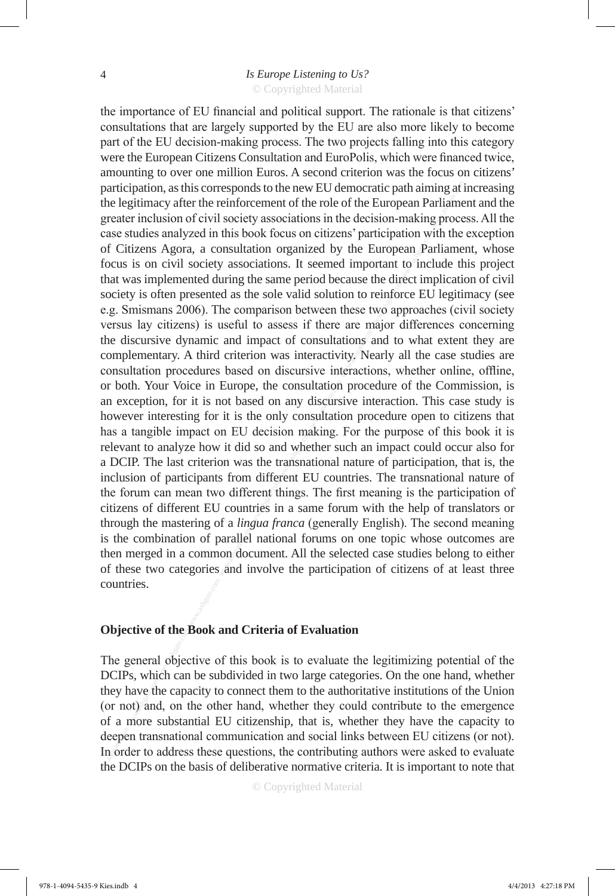the importance of EU financial and political support. The rationale is that citizens' consultations that are largely supported by the EU are also more likely to become part of the EU decision-making process. The two projects falling into this category were the European Citizens Consultation and EuroPolis, which were financed twice, amounting to over one million Euros. A second criterion was the focus on citizens' participation, as this corresponds to the new EU democratic path aiming at increasing the legitimacy after the reinforcement of the role of the European Parliament and the greater inclusion of civil society associations in the decision-making process. All the case studies analyzed in this book focus on citizens' participation with the exception of Citizens Agora, a consultation organized by the European Parliament, whose focus is on civil society associations. It seemed important to include this project that was implemented during the same period because the direct implication of civil society is often presented as the sole valid solution to reinforce EU legitimacy (see e.g. Smismans 2006). The comparison between these two approaches (civil society versus lay citizens) is useful to assess if there are major differences concerning the discursive dynamic and impact of consultations and to what extent they are complementary. A third criterion was interactivity. Nearly all the case studies are consultation procedures based on discursive interactions, whether online, offline, or both. Your Voice in Europe, the consultation procedure of the Commission, is an exception, for it is not based on any discursive interaction. This case study is however interesting for it is the only consultation procedure open to citizens that has a tangible impact on EU decision making. For the purpose of this book it is relevant to analyze how it did so and whether such an impact could occur also for a DCIP. The last criterion was the transnational nature of participation, that is, the inclusion of participants from different EU countries. The transnational nature of the forum can mean two different things. The first meaning is the participation of citizens of different EU countries in a same forum with the help of translators or through the mastering of a *lingua franca* (generally English). The second meaning is the combination of parallel national forums on one topic whose outcomes are then merged in a common document. All the selected case studies belong to either of these two categories and involve the participation of citizens of at least three countries.

## Objective of the Book and Criteria of Evaluation

The general objective of this book is to evaluate the legitimizing potential of the DCIPs, which can be subdivided in two large categories. On the one hand, whether they have the capacity to connect them to the authoritative institutions of the Union (or not) and, on the other hand, whether they could contribute to the emergence of a more substantial EU citizenship, that is, whether they have the capacity to deepen transnational communication and social links between EU citizens (or not). In order to address these questions, the contributing authors were asked to evaluate the DCIPs on the basis of deliberative normative criteria. It is important to note that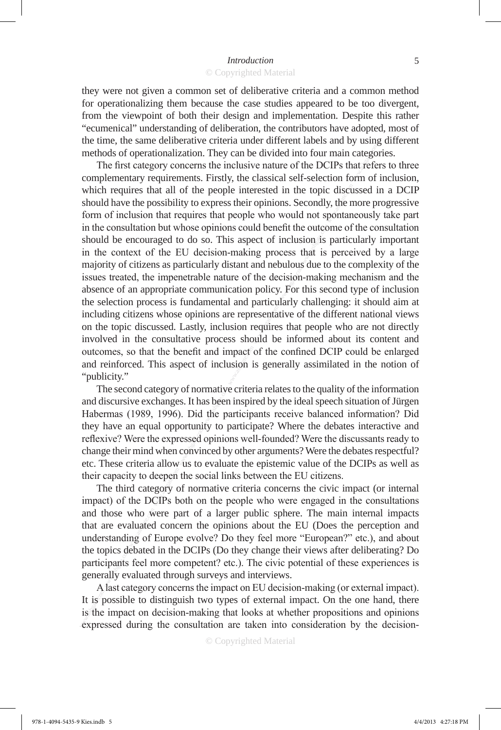they were not given a common set of deliberative criteria and a common method for operationalizing them because the case studies appeared to be too divergent, from the viewpoint of both their design and implementation. Despite this rather "ecumenical" understanding of deliberation, the contributors have adopted, most of the time, the same deliberative criteria under different labels and by using different methods of operationalization. They can be divided into four main categories.

The first category concerns the inclusive nature of the DCIPs that refers to three complementary requirements. Firstly, the classical self-selection form of inclusion, which requires that all of the people interested in the topic discussed in a DCIP should have the possibility to express their opinions. Secondly, the more progressive form of inclusion that requires that people who would not spontaneously take part in the consultation but whose opinions could benefit the outcome of the consultation should be encouraged to do so. This aspect of inclusion is particularly important in the context of the EU decision-making process that is perceived by a large majority of citizens as particularly distant and nebulous due to the complexity of the issues treated, the impenetrable nature of the decision-making mechanism and the absence of an appropriate communication policy. For this second type of inclusion the selection process is fundamental and particularly challenging: it should aim at including citizens whose opinions are representative of the different national views on the topic discussed. Lastly, inclusion requires that people who are not directly involved in the consultative process should be informed about its content and outcomes, so that the benefit and impact of the confined DCIP could be enlarged and reinforced. This aspect of inclusion is generally assimilated in the notion of "publicity."

The second category of normative criteria relates to the quality of the information and discursive exchanges. It has been inspired by the ideal speech situation of Jürgen Habermas (1989, 1996). Did the participants receive balanced information? Did they have an equal opportunity to participate? Where the debates interactive and reflexive? Were the expressed opinions well-founded? Were the discussants ready to change their mind when convinced by other arguments? Were the debates respectful? etc. These criteria allow us to evaluate the epistemic value of the DCIPs as well as their capacity to deepen the social links between the EU citizens.

The third category of normative criteria concerns the civic impact (or internal impact) of the DCIPs both on the people who were engaged in the consultations and those who were part of a larger public sphere. The main internal impacts that are evaluated concern the opinions about the EU (Does the perception and understanding of Europe evolve? Do they feel more "European?" etc.), and about the topics debated in the DCIPs (Do they change their views after deliberating? Do participants feel more competent? etc.). The civic potential of these experiences is generally evaluated through surveys and interviews.

A last category concerns the impact on EU decision-making (or external impact). It is possible to distinguish two types of external impact. On the one hand, there is the impact on decision-making that looks at whether propositions and opinions expressed during the consultation are taken into consideration by the decision-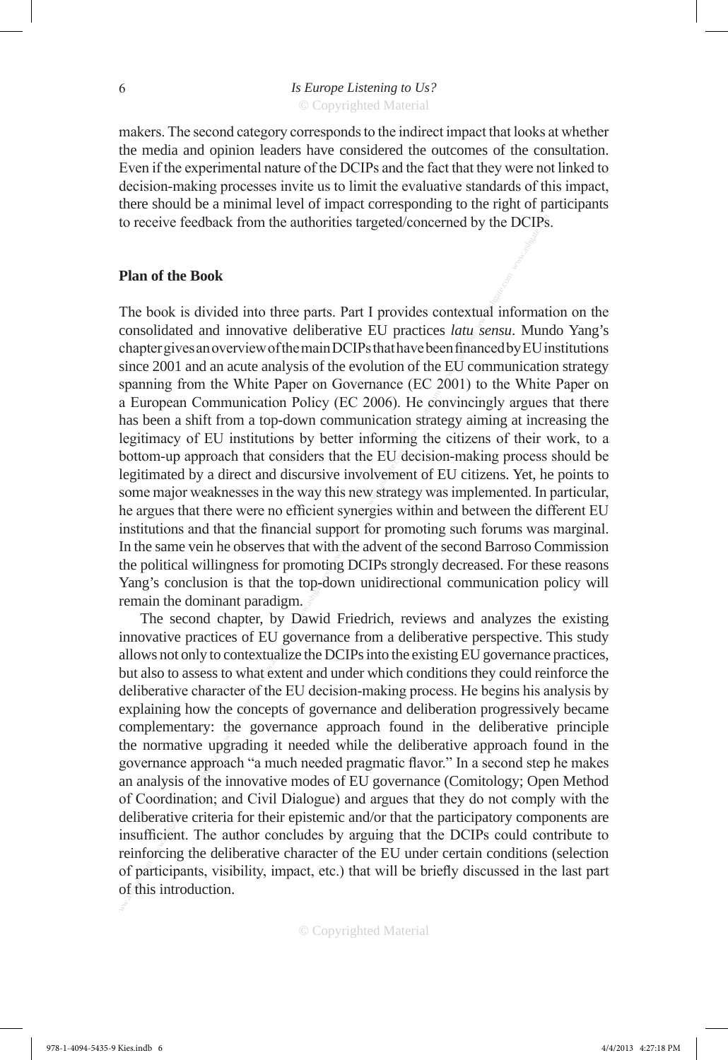makers. The second category corresponds to the indirect impact that looks at whether the media and opinion leaders have considered the outcomes of the consultation. Even if the experimental nature of the DCIPs and the fact that they were not linked to decision-making processes invite us to limit the evaluative standards of this impact, there should be a minimal level of impact corresponding to the right of participants to receive feedback from the authorities targeted/concerned by the DCIPs.

## Plan of the Book

The book is divided into three parts. Part I provides contextual information on the consolidated and innovative deliberative EU practices *latu sensu*. Mundo Yang's chapter gives an overview of the main DCIPs that have been financed by EU institutions since 2001 and an acute analysis of the evolution of the EU communication strategy spanning from the White Paper on Governance (EC 2001) to the White Paper on a European Communication Policy (EC 2006). He convincingly argues that there has been a shift from a top-down communication strategy aiming at increasing the legitimacy of EU institutions by better informing the citizens of their work, to a bottom-up approach that considers that the EU decision-making process should be legitimated by a direct and discursive involvement of EU citizens. Yet, he points to some major weaknesses in the way this new strategy was implemented. In particular, he argues that there were no efficient synergies within and between the different EU institutions and that the financial support for promoting such forums was marginal. In the same vein he observes that with the advent of the second Barroso Commission the political willingness for promoting DCIPs strongly decreased. For these reasons Yang's conclusion is that the top-down unidirectional communication policy will remain the dominant paradigm.

The second chapter, by Dawid Friedrich, reviews and analyzes the existing innovative practices of EU governance from a deliberative perspective. This study allows not only to contextualize the DCIPs into the existing EU governance practices, but also to assess to what extent and under which conditions they could reinforce the deliberative character of the EU decision-making process. He begins his analysis by explaining how the concepts of governance and deliberation progressively became complementary: the governance approach found in the deliberative principle the normative upgrading it needed while the deliberative approach found in the governance approach "a much needed pragmatic flavor." In a second step he makes an analysis of the innovative modes of EU governance (Comitology; Open Method of Coordination; and Civil Dialogue) and argues that they do not comply with the deliberative criteria for their epistemic and/or that the participatory components are insufficient. The author concludes by arguing that the DCIPs could contribute to reinforcing the deliberative character of the EU under certain conditions (selection of participants, visibility, impact, etc.) that will be briefly discussed in the last part of this introduction.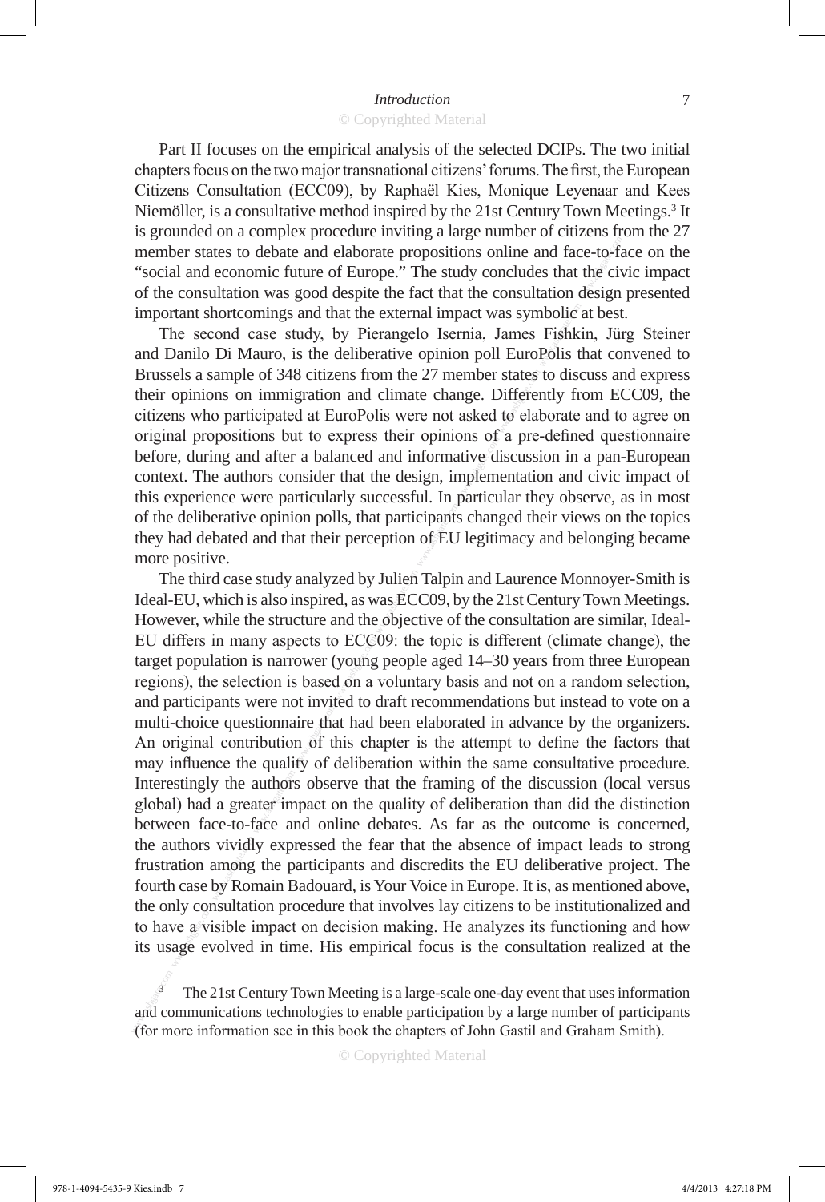Part II focuses on the empirical analysis of the selected DCIPs. The two initial chapters focus on the two major transnational citizens' forums. The first, the European Citizens Consultation (ECC09), by Raphaël Kies, Monique Leyenaar and Kees Niemöller, is a consultative method inspired by the 21st Century Town Meetings.[3] It is grounded on a complex procedure inviting a large number of citizens from the 27 member states to debate and elaborate propositions online and face-to-face on the "social and economic future of Europe." The study concludes that the civic impact of the consultation was good despite the fact that the consultation design presented important shortcomings and that the external impact was symbolic at best.

The second case study, by Pierangelo Isernia, James Fishkin, Jürg Steiner and Danilo Di Mauro, is the deliberative opinion poll EuroPolis that convened to Brussels a sample of 348 citizens from the 27 member states to discuss and express their opinions on immigration and climate change. Differently from ECC09, the citizens who participated at EuroPolis were not asked to elaborate and to agree on original propositions but to express their opinions of a pre-defined questionnaire before, during and after a balanced and informative discussion in a pan-European context. The authors consider that the design, implementation and civic impact of this experience were particularly successful. In particular they observe, as in most of the deliberative opinion polls, that participants changed their views on the topics they had debated and that their perception of EU legitimacy and belonging became more positive.

The third case study analyzed by Julien Talpin and Laurence Monnoyer-Smith is Ideal-EU, which is also inspired, as was ECC09, by the 21st Century Town Meetings. However, while the structure and the objective of the consultation are similar, Ideal-EU differs in many aspects to ECC09: the topic is different (climate change), the target population is narrower (young people aged 14–30 years from three European regions), the selection is based on a voluntary basis and not on a random selection, and participants were not invited to draft recommendations but instead to vote on a multi-choice questionnaire that had been elaborated in advance by the organizers. An original contribution of this chapter is the attempt to define the factors that may influence the quality of deliberation within the same consultative procedure. Interestingly the authors observe that the framing of the discussion (local versus global) had a greater impact on the quality of deliberation than did the distinction between face-to-face and online debates. As far as the outcome is concerned, the authors vividly expressed the fear that the absence of impact leads to strong frustration among the participants and discredits the EU deliberative project. The fourth case by Romain Badouard, is Your Voice in Europe. It is, as mentioned above, the only consultation procedure that involves lay citizens to be institutionalized and to have a visible impact on decision making. He analyzes its functioning and how its usage evolved in time. His empirical focus is the consultation realized at the

---

[3] The 21st Century Town Meeting is a large-scale one-day event that uses information and communications technologies to enable participation by a large number of participants (for more information see in this book the chapters of John Gastil and Graham Smith).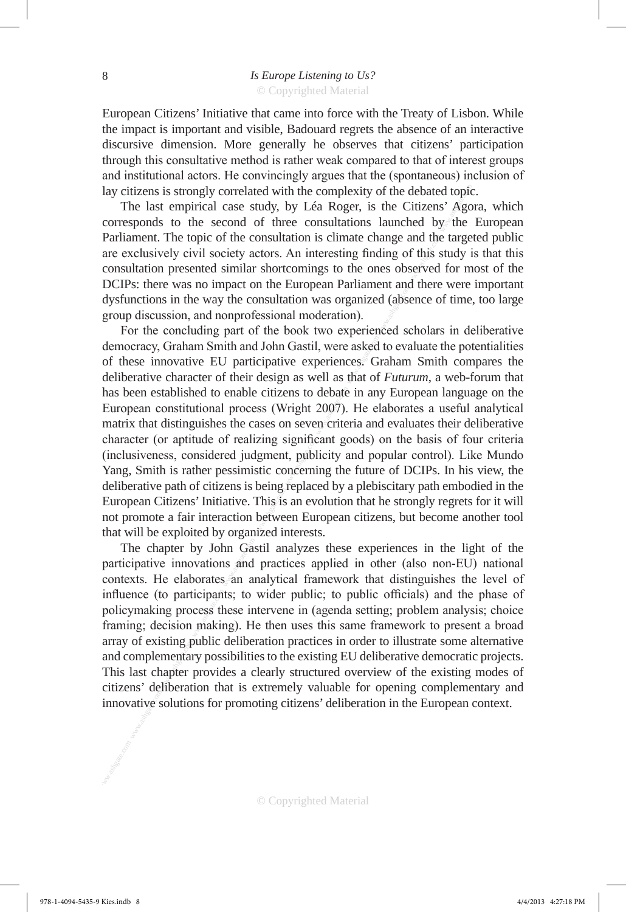European Citizens' Initiative that came into force with the Treaty of Lisbon. While the impact is important and visible, Badouard regrets the absence of an interactive discursive dimension. More generally he observes that citizens' participation through this consultative method is rather weak compared to that of interest groups and institutional actors. He convincingly argues that the (spontaneous) inclusion of lay citizens is strongly correlated with the complexity of the debated topic.

The last empirical case study, by Léa Roger, is the Citizens' Agora, which corresponds to the second of three consultations launched by the European Parliament. The topic of the consultation is climate change and the targeted public are exclusively civil society actors. An interesting finding of this study is that this consultation presented similar shortcomings to the ones observed for most of the DCIPs: there was no impact on the European Parliament and there were important dysfunctions in the way the consultation was organized (absence of time, too large group discussion, and nonprofessional moderation).

For the concluding part of the book two experienced scholars in deliberative democracy, Graham Smith and John Gastil, were asked to evaluate the potentialities of these innovative EU participative experiences. Graham Smith compares the deliberative character of their design as well as that of *Futurum*, a web-forum that has been established to enable citizens to debate in any European language on the European constitutional process (Wright 2007). He elaborates a useful analytical matrix that distinguishes the cases on seven criteria and evaluates their deliberative character (or aptitude of realizing significant goods) on the basis of four criteria (inclusiveness, considered judgment, publicity and popular control). Like Mundo Yang, Smith is rather pessimistic concerning the future of DCIPs. In his view, the deliberative path of citizens is being replaced by a plebiscitary path embodied in the European Citizens' Initiative. This is an evolution that he strongly regrets for it will not promote a fair interaction between European citizens, but become another tool that will be exploited by organized interests.

The chapter by John Gastil analyzes these experiences in the light of the participative innovations and practices applied in other (also non-EU) national contexts. He elaborates an analytical framework that distinguishes the level of influence (to participants; to wider public; to public officials) and the phase of policymaking process these intervene in (agenda setting; problem analysis; choice framing; decision making). He then uses this same framework to present a broad array of existing public deliberation practices in order to illustrate some alternative and complementary possibilities to the existing EU deliberative democratic projects. This last chapter provides a clearly structured overview of the existing modes of citizens' deliberation that is extremely valuable for opening complementary and innovative solutions for promoting citizens' deliberation in the European context.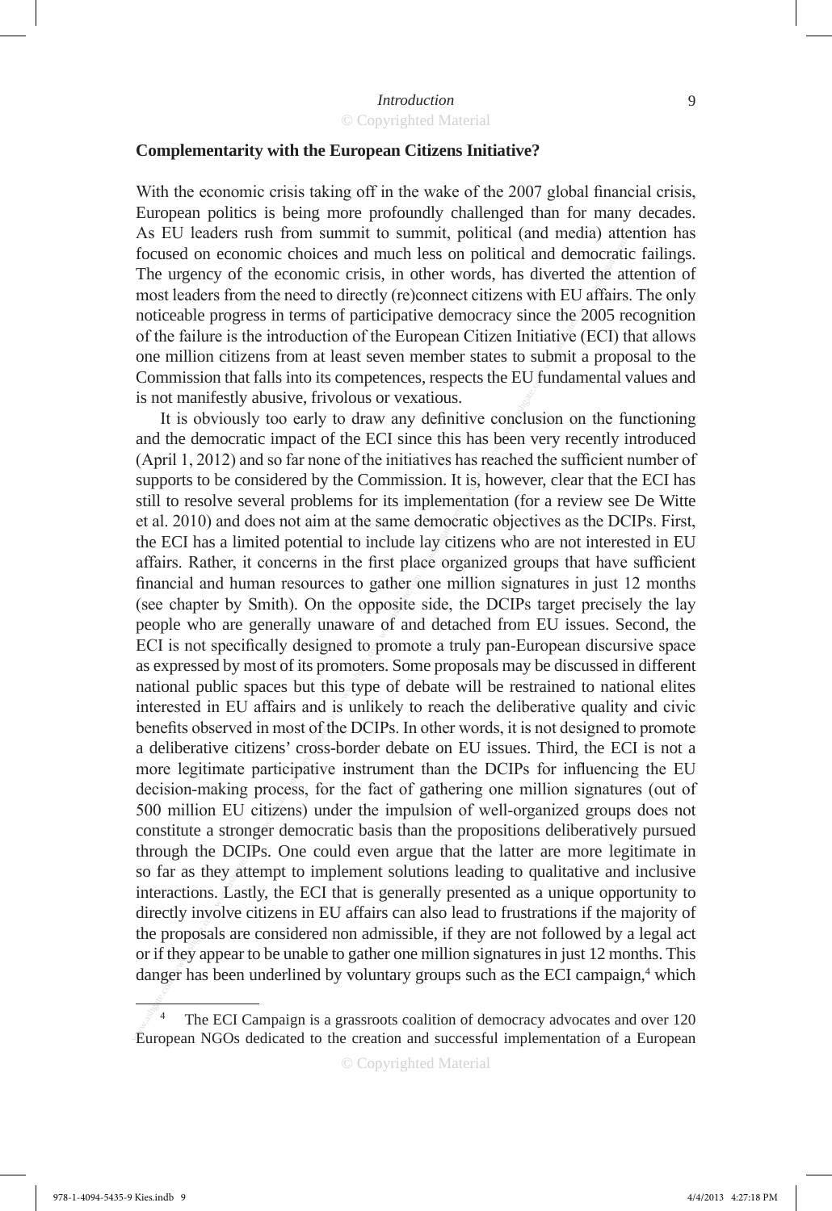## Complementarity with the European Citizens Initiative?

With the economic crisis taking off in the wake of the 2007 global financial crisis, European politics is being more profoundly challenged than for many decades. As EU leaders rush from summit to summit, political (and media) attention has focused on economic choices and much less on political and democratic failings. The urgency of the economic crisis, in other words, has diverted the attention of most leaders from the need to directly (re)connect citizens with EU affairs. The only noticeable progress in terms of participative democracy since the 2005 recognition of the failure is the introduction of the European Citizen Initiative (ECI) that allows one million citizens from at least seven member states to submit a proposal to the Commission that falls into its competences, respects the EU fundamental values and is not manifestly abusive, frivolous or vexatious.

It is obviously too early to draw any definitive conclusion on the functioning and the democratic impact of the ECI since this has been very recently introduced (April 1, 2012) and so far none of the initiatives has reached the sufficient number of supports to be considered by the Commission. It is, however, clear that the ECI has still to resolve several problems for its implementation (for a review see De Witte et al. 2010) and does not aim at the same democratic objectives as the DCIPs. First, the ECI has a limited potential to include lay citizens who are not interested in EU affairs. Rather, it concerns in the first place organized groups that have sufficient financial and human resources to gather one million signatures in just 12 months (see chapter by Smith). On the opposite side, the DCIPs target precisely the lay people who are generally unaware of and detached from EU issues. Second, the ECI is not specifically designed to promote a truly pan-European discursive space as expressed by most of its promoters. Some proposals may be discussed in different national public spaces but this type of debate will be restrained to national elites interested in EU affairs and is unlikely to reach the deliberative quality and civic benefits observed in most of the DCIPs. In other words, it is not designed to promote a deliberative citizens' cross-border debate on EU issues. Third, the ECI is not a more legitimate participative instrument than the DCIPs for influencing the EU decision-making process, for the fact of gathering one million signatures (out of 500 million EU citizens) under the impulsion of well-organized groups does not constitute a stronger democratic basis than the propositions deliberatively pursued through the DCIPs. One could even argue that the latter are more legitimate in so far as they attempt to implement solutions leading to qualitative and inclusive interactions. Lastly, the ECI that is generally presented as a unique opportunity to directly involve citizens in EU affairs can also lead to frustrations if the majority of the proposals are considered non admissible, if they are not followed by a legal act or if they appear to be unable to gather one million signatures in just 12 months. This danger has been underlined by voluntary groups such as the ECI campaign,[4] which

---

[4] The ECI Campaign is a grassroots coalition of democracy advocates and over 120 European NGOs dedicated to the creation and successful implementation of a European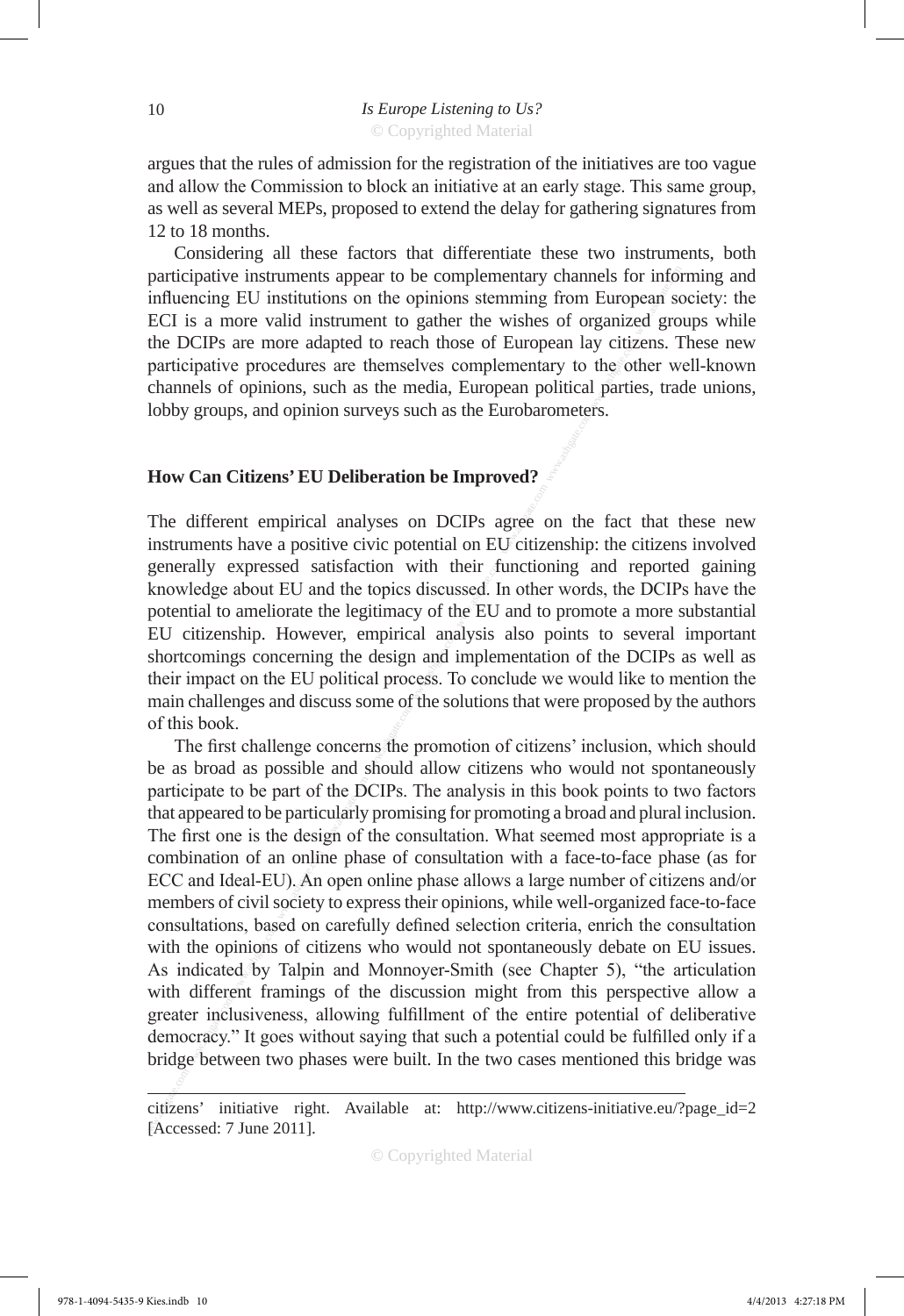argues that the rules of admission for the registration of the initiatives are too vague and allow the Commission to block an initiative at an early stage. This same group, as well as several MEPs, proposed to extend the delay for gathering signatures from 12 to 18 months.

Considering all these factors that differentiate these two instruments, both participative instruments appear to be complementary channels for informing and influencing EU institutions on the opinions stemming from European society: the ECI is a more valid instrument to gather the wishes of organized groups while the DCIPs are more adapted to reach those of European lay citizens. These new participative procedures are themselves complementary to the other well-known channels of opinions, such as the media, European political parties, trade unions, lobby groups, and opinion surveys such as the Eurobarometers.

## How Can Citizens' EU Deliberation be Improved?

The different empirical analyses on DCIPs agree on the fact that these new instruments have a positive civic potential on EU citizenship: the citizens involved generally expressed satisfaction with their functioning and reported gaining knowledge about EU and the topics discussed. In other words, the DCIPs have the potential to ameliorate the legitimacy of the EU and to promote a more substantial EU citizenship. However, empirical analysis also points to several important shortcomings concerning the design and implementation of the DCIPs as well as their impact on the EU political process. To conclude we would like to mention the main challenges and discuss some of the solutions that were proposed by the authors of this book.

The first challenge concerns the promotion of citizens' inclusion, which should be as broad as possible and should allow citizens who would not spontaneously participate to be part of the DCIPs. The analysis in this book points to two factors that appeared to be particularly promising for promoting a broad and plural inclusion. The first one is the design of the consultation. What seemed most appropriate is a combination of an online phase of consultation with a face-to-face phase (as for ECC and Ideal-EU). An open online phase allows a large number of citizens and/or members of civil society to express their opinions, while well-organized face-to-face consultations, based on carefully defined selection criteria, enrich the consultation with the opinions of citizens who would not spontaneously debate on EU issues. As indicated by Talpin and Monnoyer-Smith (see Chapter 5), "the articulation with different framings of the discussion might from this perspective allow a greater inclusiveness, allowing fulfillment of the entire potential of deliberative democracy." It goes without saying that such a potential could be fulfilled only if a bridge between two phases were built. In the two cases mentioned this bridge was

---

citizens' initiative right. Available at: http://www.citizens-initiative.eu/?page_id=2 [Accessed: 7 June 2011].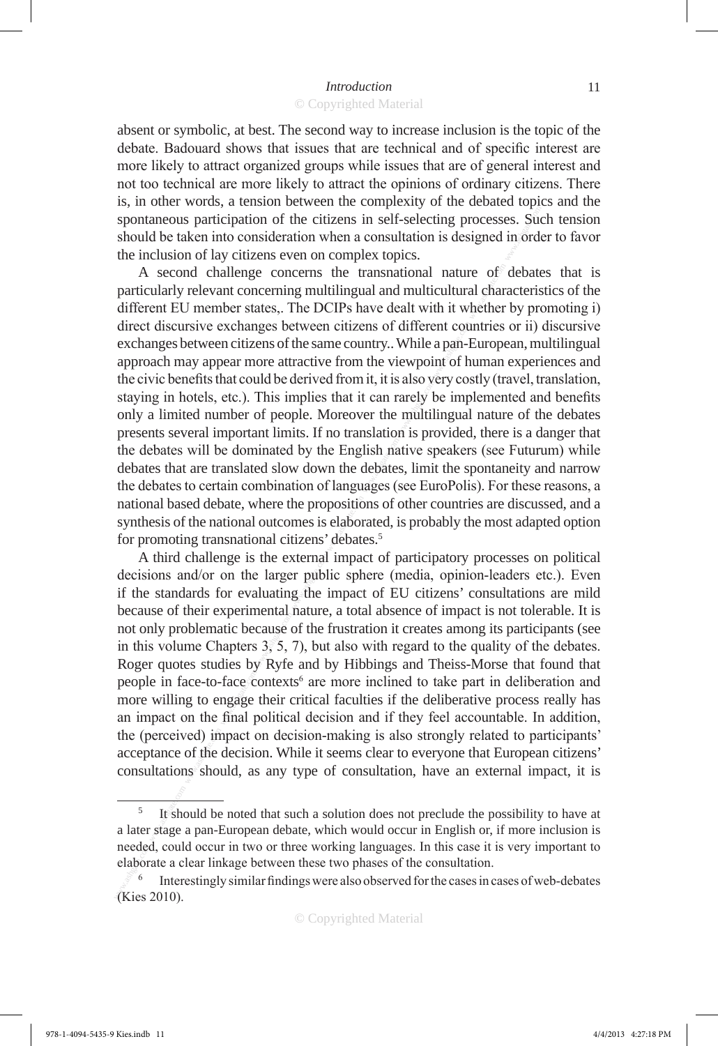absent or symbolic, at best. The second way to increase inclusion is the topic of the debate. Badouard shows that issues that are technical and of specific interest are more likely to attract organized groups while issues that are of general interest and not too technical are more likely to attract the opinions of ordinary citizens. There is, in other words, a tension between the complexity of the debated topics and the spontaneous participation of the citizens in self-selecting processes. Such tension should be taken into consideration when a consultation is designed in order to favor the inclusion of lay citizens even on complex topics.

A second challenge concerns the transnational nature of debates that is particularly relevant concerning multilingual and multicultural characteristics of the different EU member states,. The DCIPs have dealt with it whether by promoting i) direct discursive exchanges between citizens of different countries or ii) discursive exchanges between citizens of the same country.. While a pan-European, multilingual approach may appear more attractive from the viewpoint of human experiences and the civic benefits that could be derived from it, it is also very costly (travel, translation, staying in hotels, etc.). This implies that it can rarely be implemented and benefits only a limited number of people. Moreover the multilingual nature of the debates presents several important limits. If no translation is provided, there is a danger that the debates will be dominated by the English native speakers (see Futurum) while debates that are translated slow down the debates, limit the spontaneity and narrow the debates to certain combination of languages (see EuroPolis). For these reasons, a national based debate, where the propositions of other countries are discussed, and a synthesis of the national outcomes is elaborated, is probably the most adapted option for promoting transnational citizens' debates.[5]

A third challenge is the external impact of participatory processes on political decisions and/or on the larger public sphere (media, opinion-leaders etc.). Even if the standards for evaluating the impact of EU citizens' consultations are mild because of their experimental nature, a total absence of impact is not tolerable. It is not only problematic because of the frustration it creates among its participants (see in this volume Chapters 3, 5, 7), but also with regard to the quality of the debates. Roger quotes studies by Ryfe and by Hibbings and Theiss-Morse that found that people in face-to-face contexts[6] are more inclined to take part in deliberation and more willing to engage their critical faculties if the deliberative process really has an impact on the final political decision and if they feel accountable. In addition, the (perceived) impact on decision-making is also strongly related to participants' acceptance of the decision. While it seems clear to everyone that European citizens' consultations should, as any type of consultation, have an external impact, it is

---

[5] It should be noted that such a solution does not preclude the possibility to have at a later stage a pan-European debate, which would occur in English or, if more inclusion is needed, could occur in two or three working languages. In this case it is very important to elaborate a clear linkage between these two phases of the consultation.

[6] Interestingly similar findings were also observed for the cases in cases of web-debates (Kies 2010).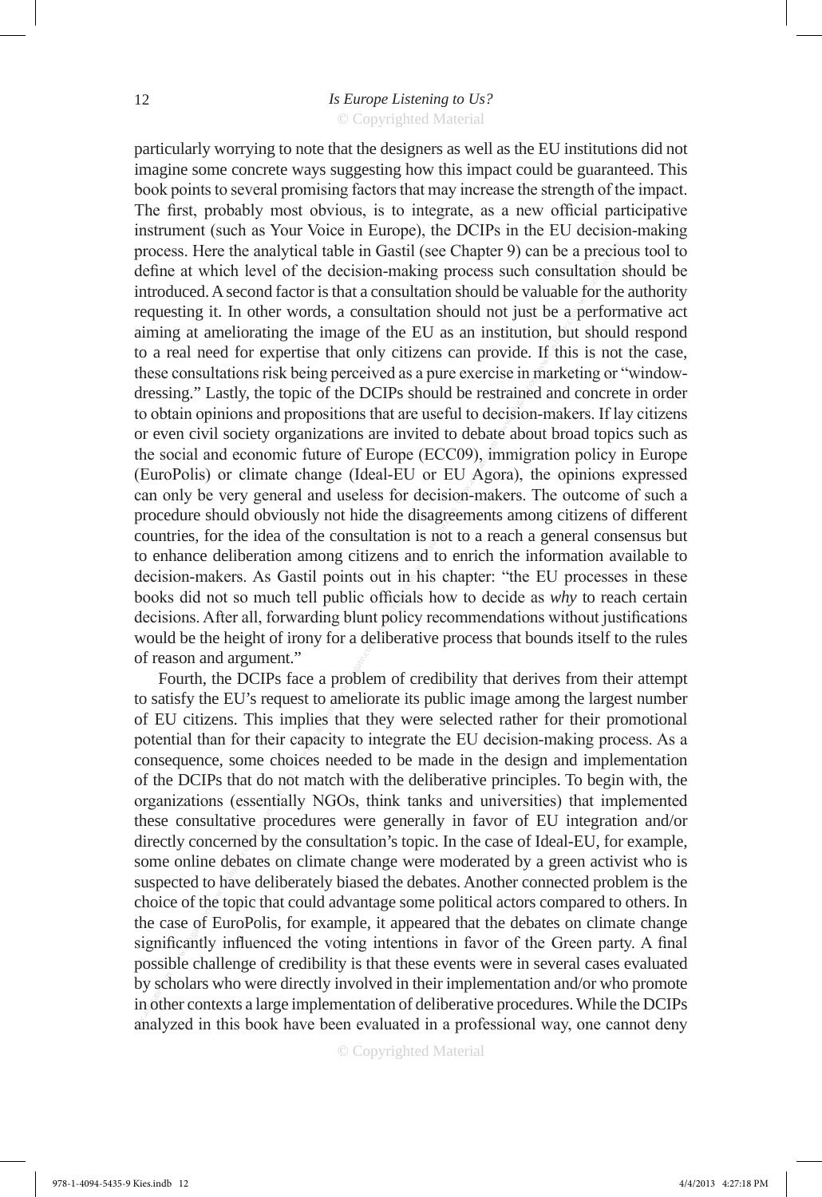particularly worrying to note that the designers as well as the EU institutions did not imagine some concrete ways suggesting how this impact could be guaranteed. This book points to several promising factors that may increase the strength of the impact. The first, probably most obvious, is to integrate, as a new official participative instrument (such as Your Voice in Europe), the DCIPs in the EU decision-making process. Here the analytical table in Gastil (see Chapter 9) can be a precious tool to define at which level of the decision-making process such consultation should be introduced. A second factor is that a consultation should be valuable for the authority requesting it. In other words, a consultation should not just be a performative act aiming at ameliorating the image of the EU as an institution, but should respond to a real need for expertise that only citizens can provide. If this is not the case, these consultations risk being perceived as a pure exercise in marketing or "window-dressing." Lastly, the topic of the DCIPs should be restrained and concrete in order to obtain opinions and propositions that are useful to decision-makers. If lay citizens or even civil society organizations are invited to debate about broad topics such as the social and economic future of Europe (ECC09), immigration policy in Europe (EuroPolis) or climate change (Ideal-EU or EU Agora), the opinions expressed can only be very general and useless for decision-makers. The outcome of such a procedure should obviously not hide the disagreements among citizens of different countries, for the idea of the consultation is not to a reach a general consensus but to enhance deliberation among citizens and to enrich the information available to decision-makers. As Gastil points out in his chapter: "the EU processes in these books did not so much tell public officials how to decide as *why* to reach certain decisions. After all, forwarding blunt policy recommendations without justifications would be the height of irony for a deliberative process that bounds itself to the rules of reason and argument."

Fourth, the DCIPs face a problem of credibility that derives from their attempt to satisfy the EU's request to ameliorate its public image among the largest number of EU citizens. This implies that they were selected rather for their promotional potential than for their capacity to integrate the EU decision-making process. As a consequence, some choices needed to be made in the design and implementation of the DCIPs that do not match with the deliberative principles. To begin with, the organizations (essentially NGOs, think tanks and universities) that implemented these consultative procedures were generally in favor of EU integration and/or directly concerned by the consultation's topic. In the case of Ideal-EU, for example, some online debates on climate change were moderated by a green activist who is suspected to have deliberately biased the debates. Another connected problem is the choice of the topic that could advantage some political actors compared to others. In the case of EuroPolis, for example, it appeared that the debates on climate change significantly influenced the voting intentions in favor of the Green party. A final possible challenge of credibility is that these events were in several cases evaluated by scholars who were directly involved in their implementation and/or who promote in other contexts a large implementation of deliberative procedures. While the DCIPs analyzed in this book have been evaluated in a professional way, one cannot deny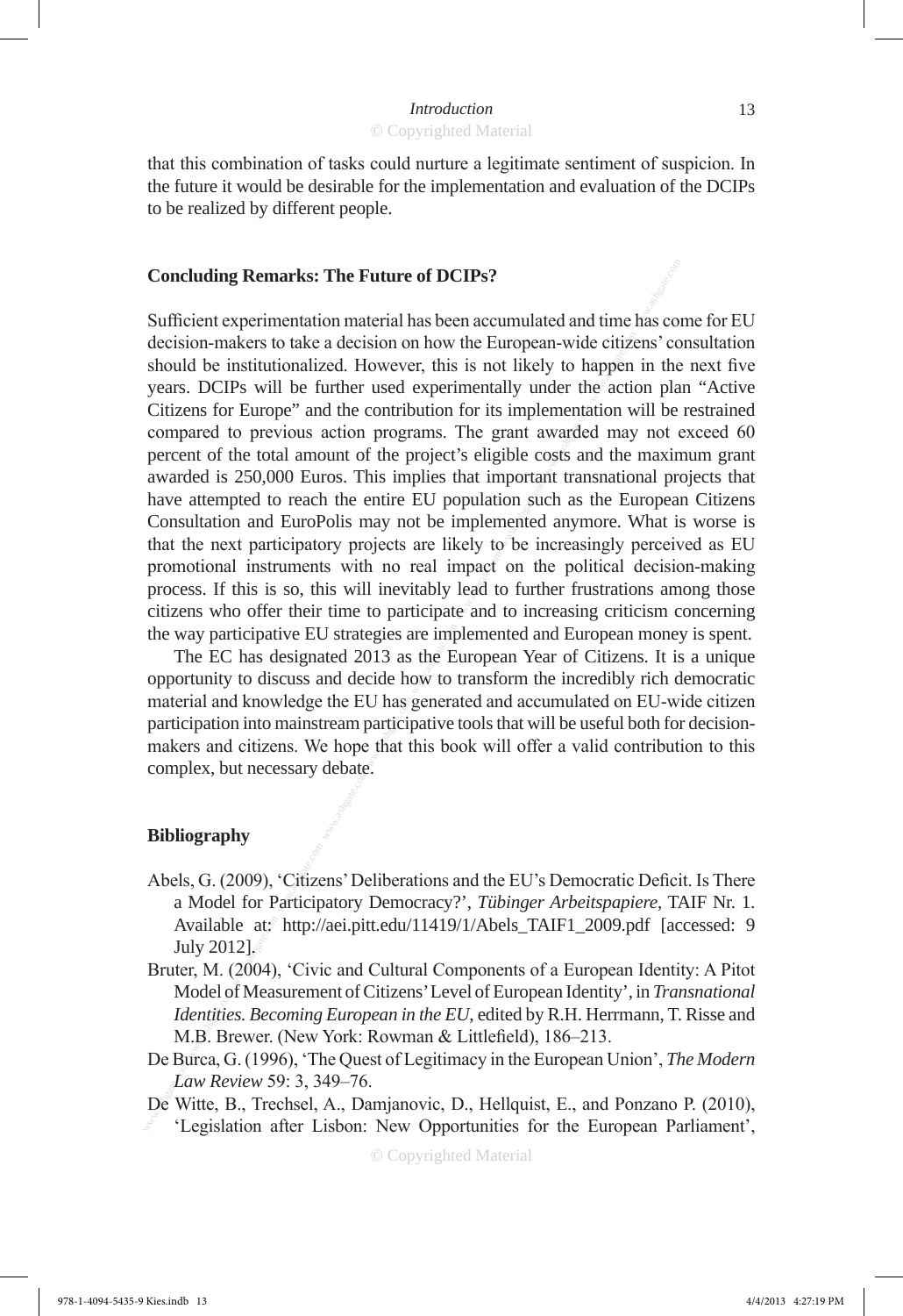that this combination of tasks could nurture a legitimate sentiment of suspicion. In the future it would be desirable for the implementation and evaluation of the DCIPs to be realized by different people.

## Concluding Remarks: The Future of DCIPs?

Sufficient experimentation material has been accumulated and time has come for EU decision-makers to take a decision on how the European-wide citizens' consultation should be institutionalized. However, this is not likely to happen in the next five years. DCIPs will be further used experimentally under the action plan "Active Citizens for Europe" and the contribution for its implementation will be restrained compared to previous action programs. The grant awarded may not exceed 60 percent of the total amount of the project's eligible costs and the maximum grant awarded is 250,000 Euros. This implies that important transnational projects that have attempted to reach the entire EU population such as the European Citizens Consultation and EuroPolis may not be implemented anymore. What is worse is that the next participatory projects are likely to be increasingly perceived as EU promotional instruments with no real impact on the political decision-making process. If this is so, this will inevitably lead to further frustrations among those citizens who offer their time to participate and to increasing criticism concerning the way participative EU strategies are implemented and European money is spent.

The EC has designated 2013 as the European Year of Citizens. It is a unique opportunity to discuss and decide how to transform the incredibly rich democratic material and knowledge the EU has generated and accumulated on EU-wide citizen participation into mainstream participative tools that will be useful both for decision-makers and citizens. We hope that this book will offer a valid contribution to this complex, but necessary debate.

## Bibliography

Abels, G. (2009), 'Citizens' Deliberations and the EU's Democratic Deficit. Is There a Model for Participatory Democracy?', *Tübinger Arbeitspapiere*, TAIF Nr. 1. Available at: http://aei.pitt.edu/11419/1/Abels_TAIF1_2009.pdf [accessed: 9 July 2012].

Bruter, M. (2004), 'Civic and Cultural Components of a European Identity: A Pitot Model of Measurement of Citizens' Level of European Identity', in *Transnational Identities. Becoming European in the EU*, edited by R.H. Herrmann, T. Risse and M.B. Brewer. (New York: Rowman & Littlefield), 186–213.

De Burca, G. (1996), 'The Quest of Legitimacy in the European Union', *The Modern Law Review* 59: 3, 349–76.

De Witte, B., Trechsel, A., Damjanovic, D., Hellquist, E., and Ponzano P. (2010), 'Legislation after Lisbon: New Opportunities for the European Parliament',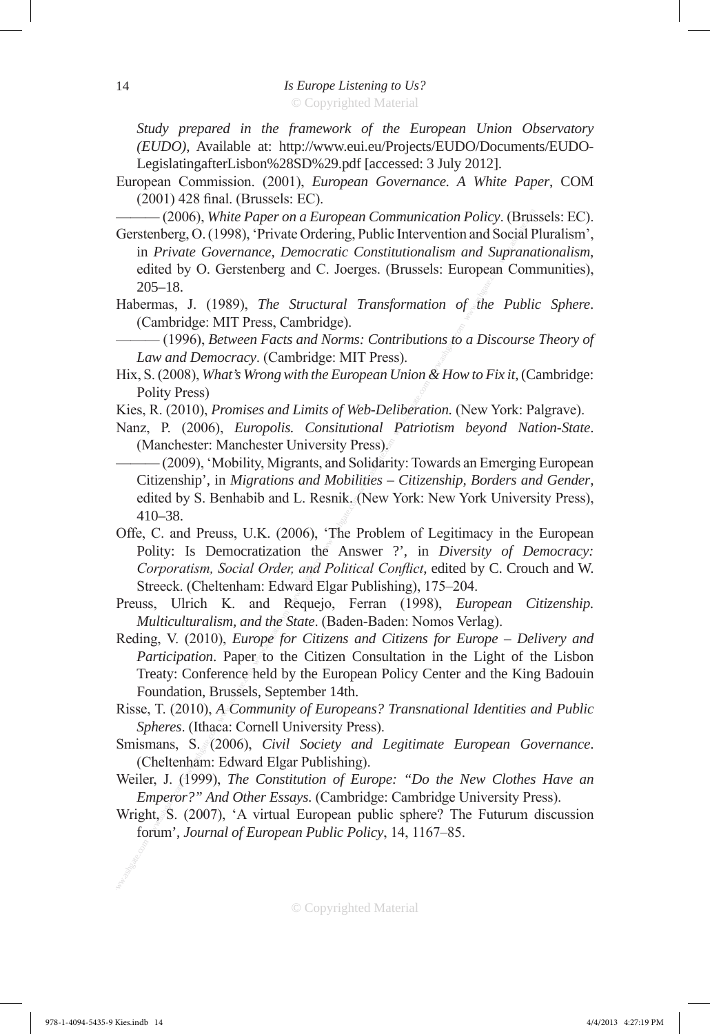*Study prepared in the framework of the European Union Observatory (EUDO)*, Available at: http://www.eui.eu/Projects/EUDO/Documents/EUDO-LegislatingafterLisbon%28SD%29.pdf [accessed: 3 July 2012].

European Commission. (2001), *European Governance. A White Paper*, COM (2001) 428 final. (Brussels: EC).

——— (2006), *White Paper on a European Communication Policy*. (Brussels: EC).

Gerstenberg, O. (1998), 'Private Ordering, Public Intervention and Social Pluralism', in *Private Governance, Democratic Constitutionalism and Supranationalism*, edited by O. Gerstenberg and C. Joerges. (Brussels: European Communities), 205–18.

Habermas, J. (1989), *The Structural Transformation of the Public Sphere*. (Cambridge: MIT Press, Cambridge).

——— (1996), *Between Facts and Norms: Contributions to a Discourse Theory of Law and Democracy*. (Cambridge: MIT Press).

Hix, S. (2008), *What's Wrong with the European Union & How to Fix it*, (Cambridge: Polity Press)

Kies, R. (2010), *Promises and Limits of Web-Deliberation*. (New York: Palgrave).

Nanz, P. (2006), *Europolis. Consitutional Patriotism beyond Nation-State*. (Manchester: Manchester University Press).

——— (2009), 'Mobility, Migrants, and Solidarity: Towards an Emerging European Citizenship', in *Migrations and Mobilities – Citizenship, Borders and Gender*, edited by S. Benhabib and L. Resnik. (New York: New York University Press), 410–38.

Offe, C. and Preuss, U.K. (2006), 'The Problem of Legitimacy in the European Polity: Is Democratization the Answer ?', in *Diversity of Democracy: Corporatism, Social Order, and Political Conflict*, edited by C. Crouch and W. Streeck. (Cheltenham: Edward Elgar Publishing), 175–204.

Preuss, Ulrich K. and Requejo, Ferran (1998), *European Citizenship. Multiculturalism, and the State*. (Baden-Baden: Nomos Verlag).

Reding, V. (2010), *Europe for Citizens and Citizens for Europe – Delivery and Participation*. Paper to the Citizen Consultation in the Light of the Lisbon Treaty: Conference held by the European Policy Center and the King Badouin Foundation, Brussels, September 14th.

Risse, T. (2010), *A Community of Europeans? Transnational Identities and Public Spheres*. (Ithaca: Cornell University Press).

Smismans, S. (2006), *Civil Society and Legitimate European Governance*. (Cheltenham: Edward Elgar Publishing).

Weiler, J. (1999), *The Constitution of Europe: "Do the New Clothes Have an Emperor?" And Other Essays*. (Cambridge: Cambridge University Press).

Wright, S. (2007), 'A virtual European public sphere? The Futurum discussion forum', *Journal of European Public Policy*, 14, 1167–85.